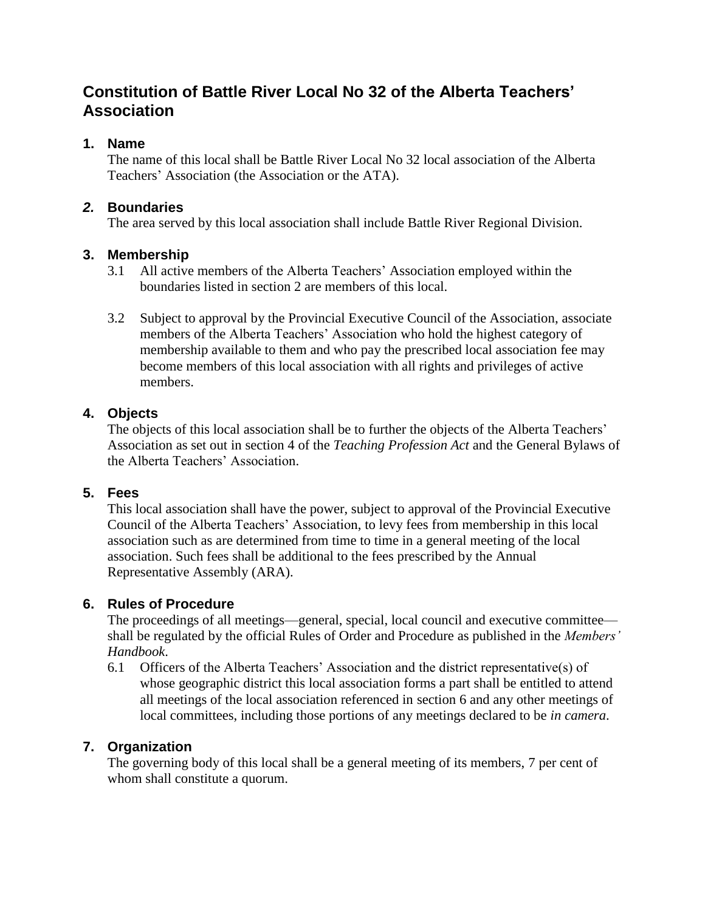# Constitution of Battle River Local No 32 of the Alberta Teachers' Association

## 1. Name

The name of this local shall be Battle River Local No 32 local association of the Alberta Teachers' Association (the Association or the ATA).

## *2.* Boundaries

The area served by this local association shall include Battle River Regional Division.

## 3. Membership

3.1 All active members of the Alberta Teachers' Association employed within the boundaries listed in section 2 are members of this local.

3.2 Subject to approval by the Provincial Executive Council of the Association, associate members of the Alberta Teachers' Association who hold the highest category of membership available to them and who pay the prescribed local association fee may become members of this local association with all rights and privileges of active members.

## 4. Objects

The objects of this local association shall be to further the objects of the Alberta Teachers' Association as set out in section 4 of the *Teaching Profession Act* and the General Bylaws of the Alberta Teachers' Association.

## 5. Fees

This local association shall have the power, subject to approval of the Provincial Executive Council of the Alberta Teachers' Association, to levy fees from membership in this local association such as are determined from time to time in a general meeting of the local association. Such fees shall be additional to the fees prescribed by the Annual Representative Assembly (ARA).

## 6. Rules of Procedure

The proceedings of all meetings—general, special, local council and executive committee—shall be regulated by the official Rules of Order and Procedure as published in the *Members' Handbook*.

6.1 Officers of the Alberta Teachers' Association and the district representative(s) of whose geographic district this local association forms a part shall be entitled to attend all meetings of the local association referenced in section 6 and any other meetings of local committees, including those portions of any meetings declared to be *in camera*.

## 7. Organization

The governing body of this local shall be a general meeting of its members, 7 per cent of whom shall constitute a quorum.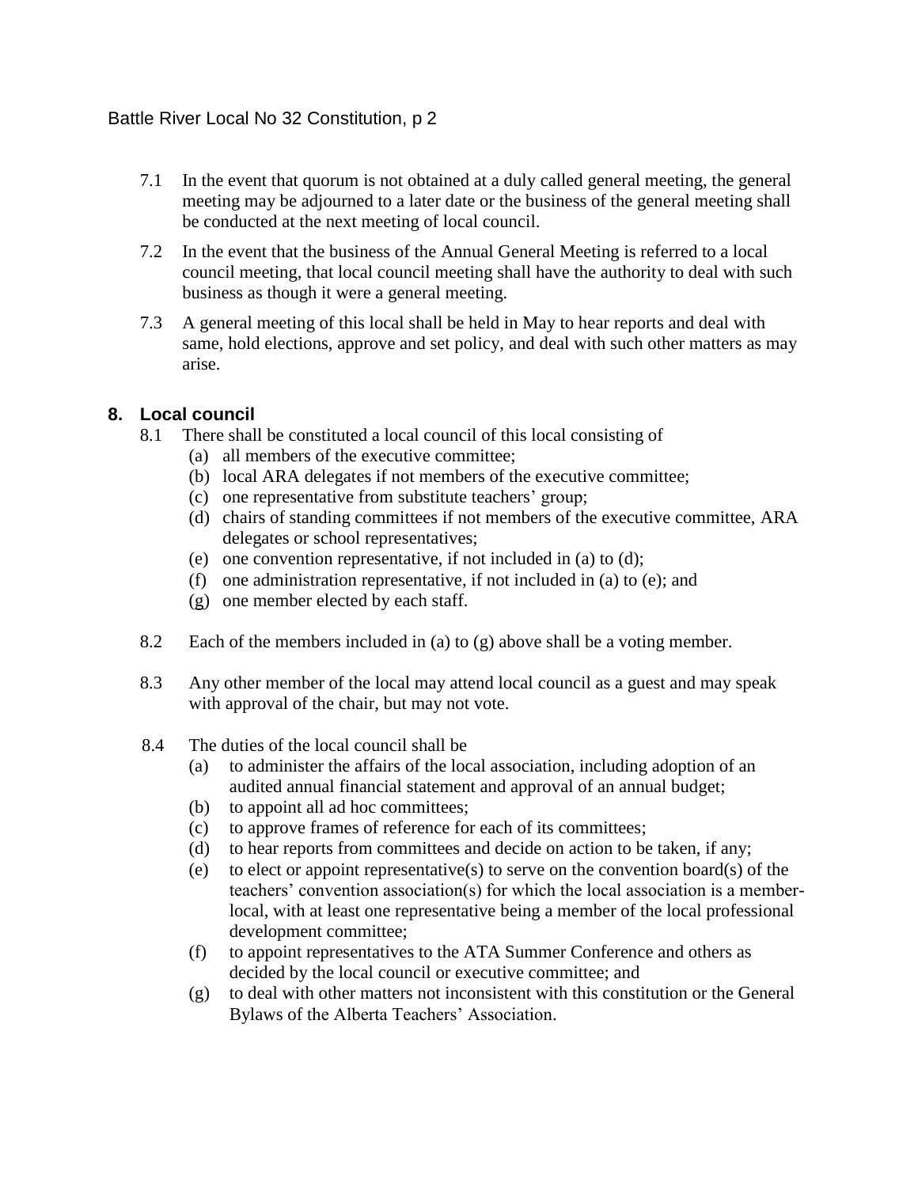7.1 In the event that quorum is not obtained at a duly called general meeting, the general meeting may be adjourned to a later date or the business of the general meeting shall be conducted at the next meeting of local council.

7.2 In the event that the business of the Annual General Meeting is referred to a local council meeting, that local council meeting shall have the authority to deal with such business as though it were a general meeting.

7.3 A general meeting of this local shall be held in May to hear reports and deal with same, hold elections, approve and set policy, and deal with such other matters as may arise.

## 8. Local council

8.1 There shall be constituted a local council of this local consisting of

- (a) all members of the executive committee;
- (b) local ARA delegates if not members of the executive committee;
- (c) one representative from substitute teachers' group;
- (d) chairs of standing committees if not members of the executive committee, ARA delegates or school representatives;
- (e) one convention representative, if not included in (a) to (d);
- (f) one administration representative, if not included in (a) to (e); and
- (g) one member elected by each staff.

8.2 Each of the members included in (a) to (g) above shall be a voting member.

8.3 Any other member of the local may attend local council as a guest and may speak with approval of the chair, but may not vote.

8.4 The duties of the local council shall be

- (a) to administer the affairs of the local association, including adoption of an audited annual financial statement and approval of an annual budget;
- (b) to appoint all ad hoc committees;
- (c) to approve frames of reference for each of its committees;
- (d) to hear reports from committees and decide on action to be taken, if any;
- (e) to elect or appoint representative(s) to serve on the convention board(s) of the teachers' convention association(s) for which the local association is a member-local, with at least one representative being a member of the local professional development committee;
- (f) to appoint representatives to the ATA Summer Conference and others as decided by the local council or executive committee; and
- (g) to deal with other matters not inconsistent with this constitution or the General Bylaws of the Alberta Teachers' Association.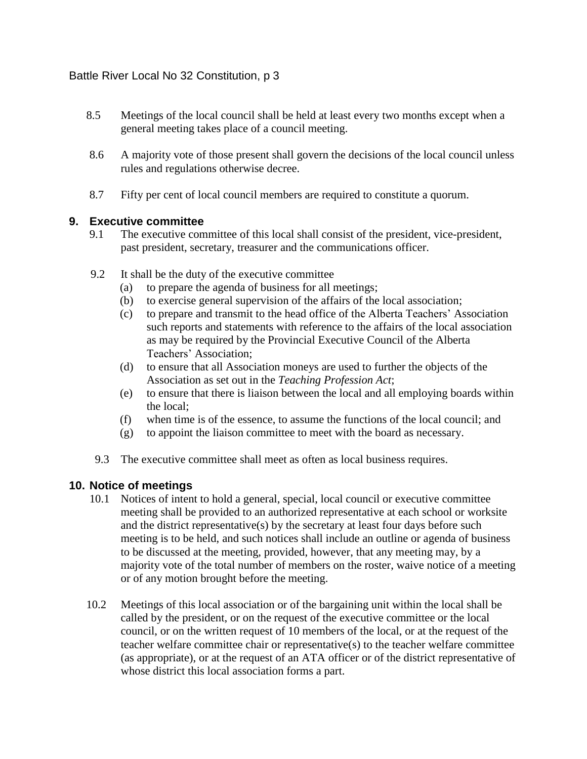8.5 Meetings of the local council shall be held at least every two months except when a general meeting takes place of a council meeting.

8.6 A majority vote of those present shall govern the decisions of the local council unless rules and regulations otherwise decree.

8.7 Fifty per cent of local council members are required to constitute a quorum.

## 9. Executive committee

9.1 The executive committee of this local shall consist of the president, vice-president, past president, secretary, treasurer and the communications officer.

9.2 It shall be the duty of the executive committee

- (a) to prepare the agenda of business for all meetings;
- (b) to exercise general supervision of the affairs of the local association;
- (c) to prepare and transmit to the head office of the Alberta Teachers' Association such reports and statements with reference to the affairs of the local association as may be required by the Provincial Executive Council of the Alberta Teachers' Association;
- (d) to ensure that all Association moneys are used to further the objects of the Association as set out in the *Teaching Profession Act*;
- (e) to ensure that there is liaison between the local and all employing boards within the local;
- (f) when time is of the essence, to assume the functions of the local council; and
- (g) to appoint the liaison committee to meet with the board as necessary.

9.3 The executive committee shall meet as often as local business requires.

## 10. Notice of meetings

10.1 Notices of intent to hold a general, special, local council or executive committee meeting shall be provided to an authorized representative at each school or worksite and the district representative(s) by the secretary at least four days before such meeting is to be held, and such notices shall include an outline or agenda of business to be discussed at the meeting, provided, however, that any meeting may, by a majority vote of the total number of members on the roster, waive notice of a meeting or of any motion brought before the meeting.

10.2 Meetings of this local association or of the bargaining unit within the local shall be called by the president, or on the request of the executive committee or the local council, or on the written request of 10 members of the local, or at the request of the teacher welfare committee chair or representative(s) to the teacher welfare committee (as appropriate), or at the request of an ATA officer or of the district representative of whose district this local association forms a part.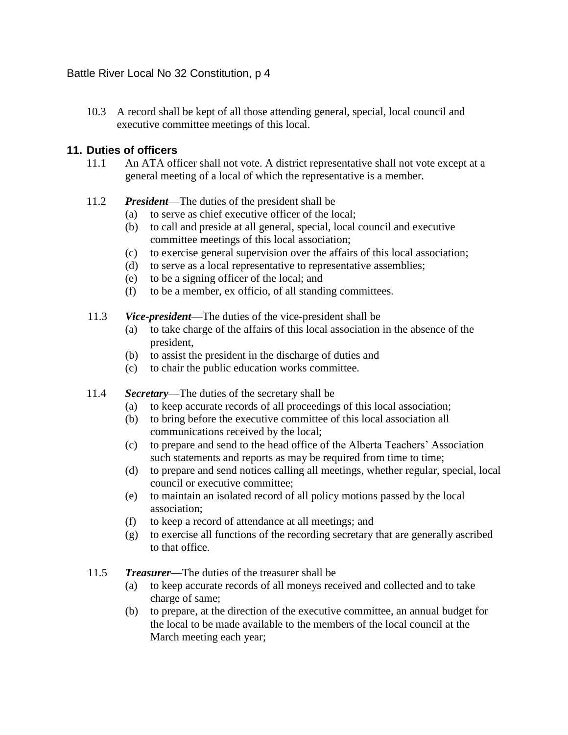10.3 A record shall be kept of all those attending general, special, local council and executive committee meetings of this local.

## 11. Duties of officers

11.1 An ATA officer shall not vote. A district representative shall not vote except at a general meeting of a local of which the representative is a member.

11.2 ***President***—The duties of the president shall be

- (a) to serve as chief executive officer of the local;
- (b) to call and preside at all general, special, local council and executive committee meetings of this local association;
- (c) to exercise general supervision over the affairs of this local association;
- (d) to serve as a local representative to representative assemblies;
- (e) to be a signing officer of the local; and
- (f) to be a member, ex officio, of all standing committees.

11.3 ***Vice-president***—The duties of the vice-president shall be

- (a) to take charge of the affairs of this local association in the absence of the president,
- (b) to assist the president in the discharge of duties and
- (c) to chair the public education works committee.

11.4 ***Secretary***—The duties of the secretary shall be

- (a) to keep accurate records of all proceedings of this local association;
- (b) to bring before the executive committee of this local association all communications received by the local;
- (c) to prepare and send to the head office of the Alberta Teachers' Association such statements and reports as may be required from time to time;
- (d) to prepare and send notices calling all meetings, whether regular, special, local council or executive committee;
- (e) to maintain an isolated record of all policy motions passed by the local association;
- (f) to keep a record of attendance at all meetings; and
- (g) to exercise all functions of the recording secretary that are generally ascribed to that office.

11.5 ***Treasurer***—The duties of the treasurer shall be

- (a) to keep accurate records of all moneys received and collected and to take charge of same;
- (b) to prepare, at the direction of the executive committee, an annual budget for the local to be made available to the members of the local council at the March meeting each year;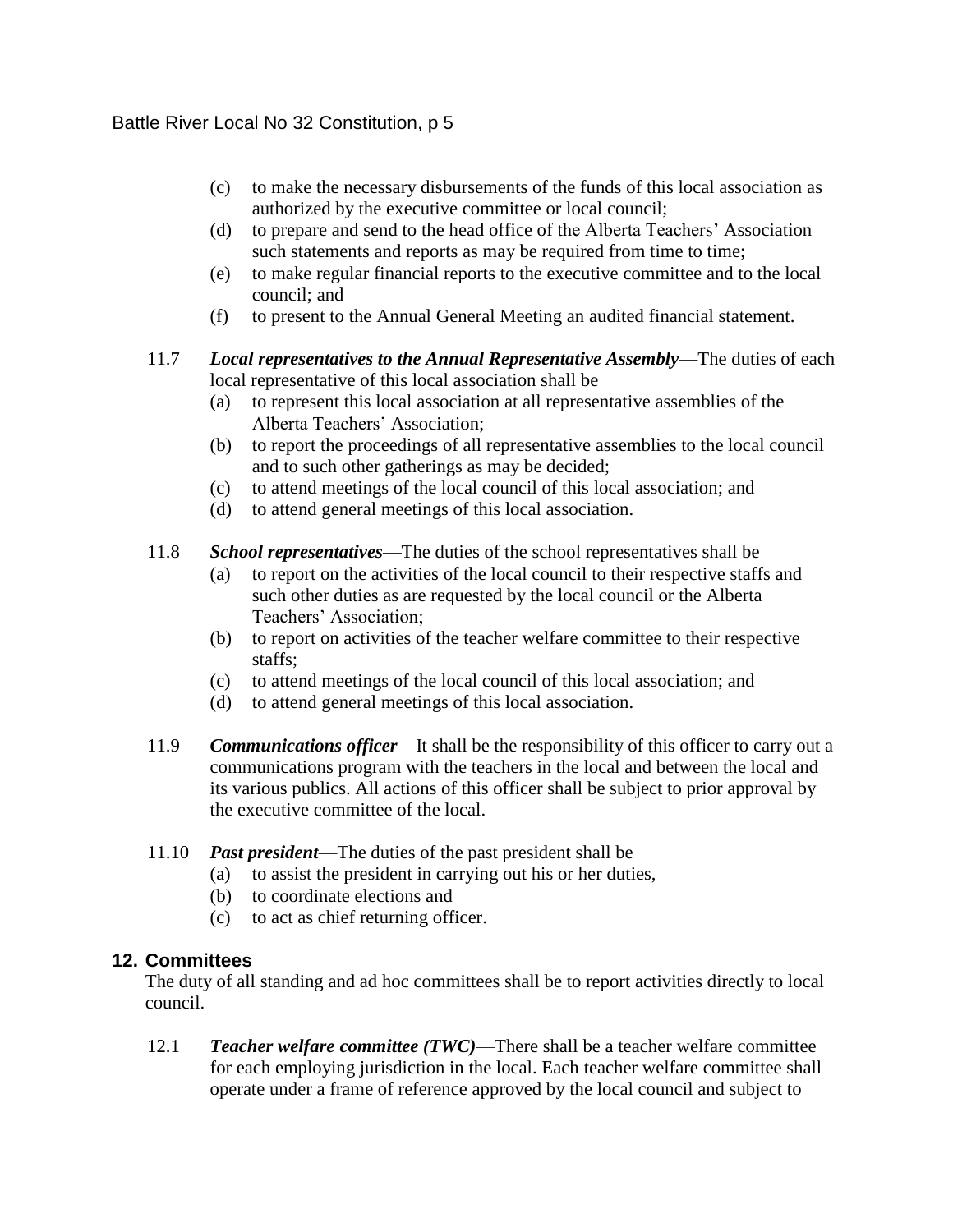(c) to make the necessary disbursements of the funds of this local association as authorized by the executive committee or local council;

(d) to prepare and send to the head office of the Alberta Teachers' Association such statements and reports as may be required from time to time;

(e) to make regular financial reports to the executive committee and to the local council; and

(f) to present to the Annual General Meeting an audited financial statement.

11.7 ***Local representatives to the Annual Representative Assembly***—The duties of each local representative of this local association shall be

(a) to represent this local association at all representative assemblies of the Alberta Teachers' Association;

(b) to report the proceedings of all representative assemblies to the local council and to such other gatherings as may be decided;

(c) to attend meetings of the local council of this local association; and

(d) to attend general meetings of this local association.

11.8 ***School representatives***—The duties of the school representatives shall be

(a) to report on the activities of the local council to their respective staffs and such other duties as are requested by the local council or the Alberta Teachers' Association;

(b) to report on activities of the teacher welfare committee to their respective staffs;

(c) to attend meetings of the local council of this local association; and

(d) to attend general meetings of this local association.

11.9 ***Communications officer***—It shall be the responsibility of this officer to carry out a communications program with the teachers in the local and between the local and its various publics. All actions of this officer shall be subject to prior approval by the executive committee of the local.

11.10 ***Past president***—The duties of the past president shall be

(a) to assist the president in carrying out his or her duties,

(b) to coordinate elections and

(c) to act as chief returning officer.

## 12. Committees

The duty of all standing and ad hoc committees shall be to report activities directly to local council.

12.1 ***Teacher welfare committee (TWC)***—There shall be a teacher welfare committee for each employing jurisdiction in the local. Each teacher welfare committee shall operate under a frame of reference approved by the local council and subject to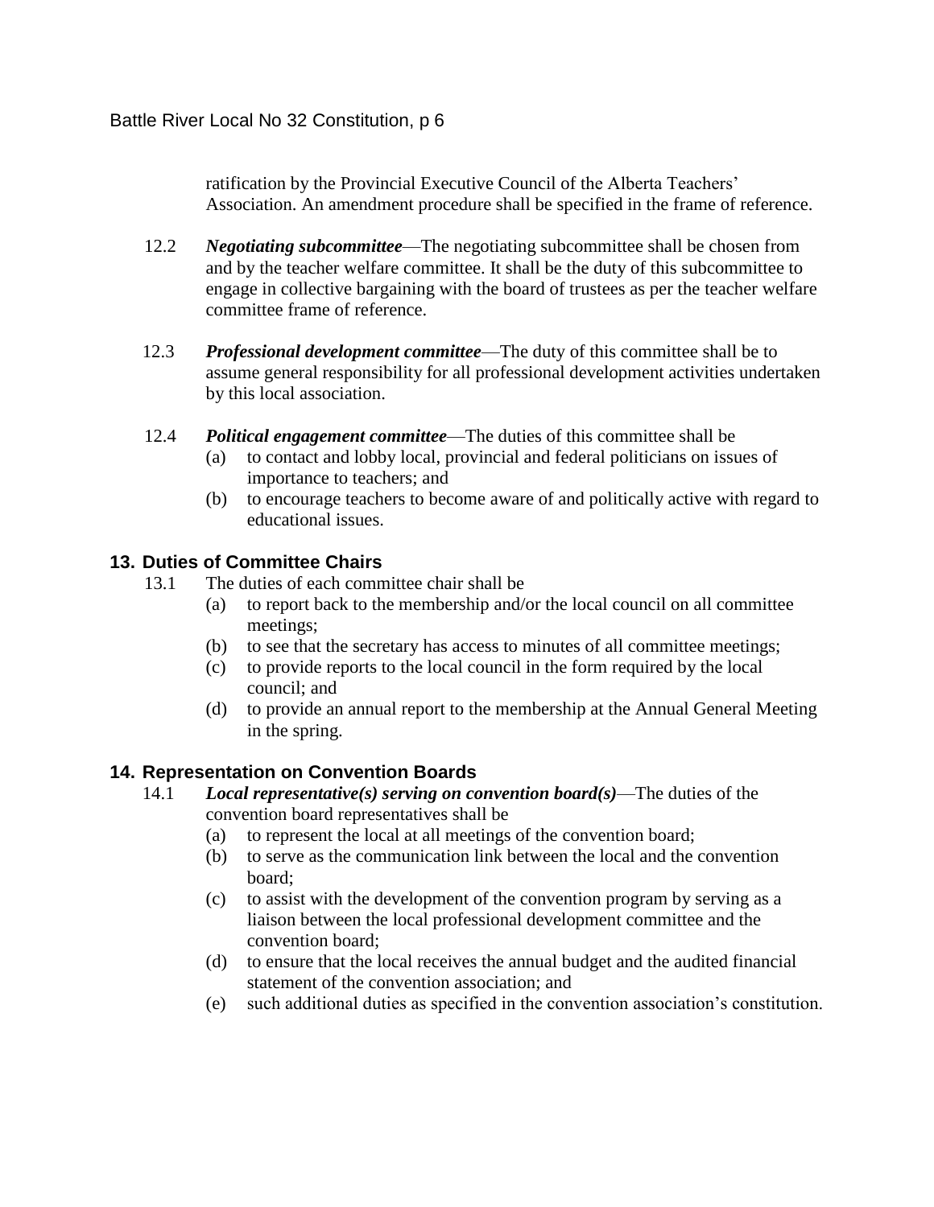ratification by the Provincial Executive Council of the Alberta Teachers' Association. An amendment procedure shall be specified in the frame of reference.

12.2 ***Negotiating subcommittee***—The negotiating subcommittee shall be chosen from and by the teacher welfare committee. It shall be the duty of this subcommittee to engage in collective bargaining with the board of trustees as per the teacher welfare committee frame of reference.

12.3 ***Professional development committee***—The duty of this committee shall be to assume general responsibility for all professional development activities undertaken by this local association.

12.4 ***Political engagement committee***—The duties of this committee shall be

- (a) to contact and lobby local, provincial and federal politicians on issues of importance to teachers; and
- (b) to encourage teachers to become aware of and politically active with regard to educational issues.

## 13. Duties of Committee Chairs

13.1 The duties of each committee chair shall be

- (a) to report back to the membership and/or the local council on all committee meetings;
- (b) to see that the secretary has access to minutes of all committee meetings;
- (c) to provide reports to the local council in the form required by the local council; and
- (d) to provide an annual report to the membership at the Annual General Meeting in the spring.

## 14. Representation on Convention Boards

14.1 ***Local representative(s) serving on convention board(s)***—The duties of the convention board representatives shall be

- (a) to represent the local at all meetings of the convention board;
- (b) to serve as the communication link between the local and the convention board;
- (c) to assist with the development of the convention program by serving as a liaison between the local professional development committee and the convention board;
- (d) to ensure that the local receives the annual budget and the audited financial statement of the convention association; and
- (e) such additional duties as specified in the convention association's constitution.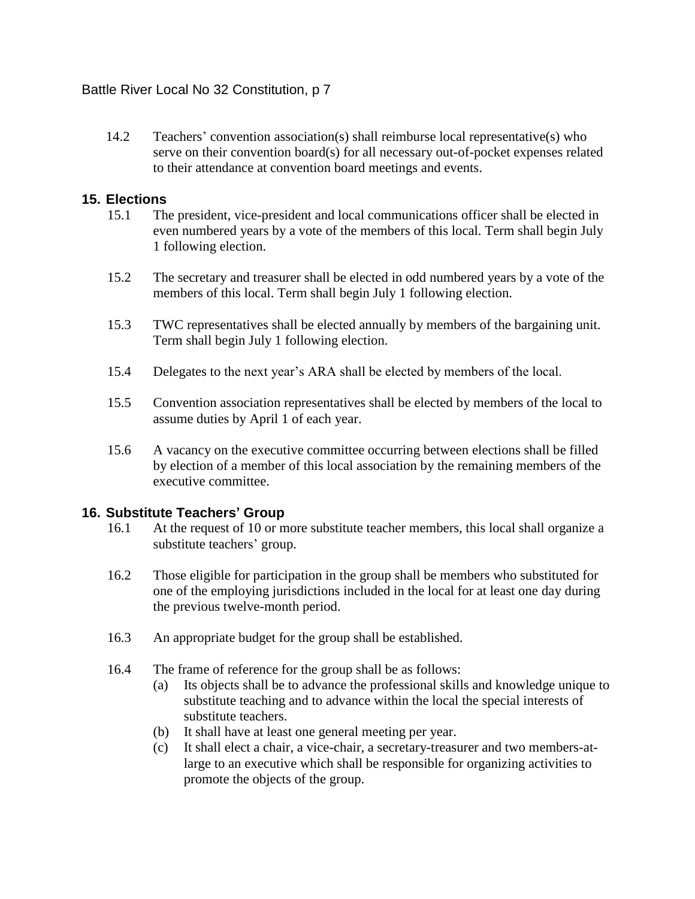14.2 Teachers' convention association(s) shall reimburse local representative(s) who serve on their convention board(s) for all necessary out-of-pocket expenses related to their attendance at convention board meetings and events.

## 15. Elections

15.1 The president, vice-president and local communications officer shall be elected in even numbered years by a vote of the members of this local. Term shall begin July 1 following election.

15.2 The secretary and treasurer shall be elected in odd numbered years by a vote of the members of this local. Term shall begin July 1 following election.

15.3 TWC representatives shall be elected annually by members of the bargaining unit. Term shall begin July 1 following election.

15.4 Delegates to the next year's ARA shall be elected by members of the local.

15.5 Convention association representatives shall be elected by members of the local to assume duties by April 1 of each year.

15.6 A vacancy on the executive committee occurring between elections shall be filled by election of a member of this local association by the remaining members of the executive committee.

## 16. Substitute Teachers' Group

16.1 At the request of 10 or more substitute teacher members, this local shall organize a substitute teachers' group.

16.2 Those eligible for participation in the group shall be members who substituted for one of the employing jurisdictions included in the local for at least one day during the previous twelve-month period.

16.3 An appropriate budget for the group shall be established.

16.4 The frame of reference for the group shall be as follows:

- (a) Its objects shall be to advance the professional skills and knowledge unique to substitute teaching and to advance within the local the special interests of substitute teachers.
- (b) It shall have at least one general meeting per year.
- (c) It shall elect a chair, a vice-chair, a secretary-treasurer and two members-at-large to an executive which shall be responsible for organizing activities to promote the objects of the group.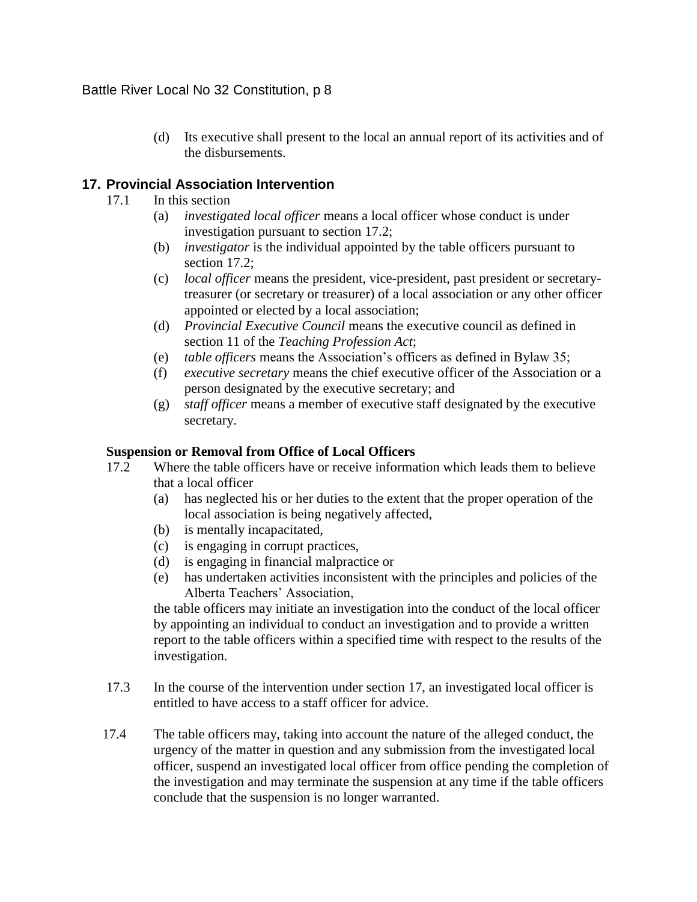(d) Its executive shall present to the local an annual report of its activities and of the disbursements.

## 17. Provincial Association Intervention

17.1 In this section

(a) *investigated local officer* means a local officer whose conduct is under investigation pursuant to section 17.2;

(b) *investigator* is the individual appointed by the table officers pursuant to section 17.2;

(c) *local officer* means the president, vice-president, past president or secretary-treasurer (or secretary or treasurer) of a local association or any other officer appointed or elected by a local association;

(d) *Provincial Executive Council* means the executive council as defined in section 11 of the *Teaching Profession Act*;

(e) *table officers* means the Association's officers as defined in Bylaw 35;

(f) *executive secretary* means the chief executive officer of the Association or a person designated by the executive secretary; and

(g) *staff officer* means a member of executive staff designated by the executive secretary.

### Suspension or Removal from Office of Local Officers

17.2 Where the table officers have or receive information which leads them to believe that a local officer

(a) has neglected his or her duties to the extent that the proper operation of the local association is being negatively affected,

(b) is mentally incapacitated,

(c) is engaging in corrupt practices,

(d) is engaging in financial malpractice or

(e) has undertaken activities inconsistent with the principles and policies of the Alberta Teachers' Association,

the table officers may initiate an investigation into the conduct of the local officer by appointing an individual to conduct an investigation and to provide a written report to the table officers within a specified time with respect to the results of the investigation.

17.3 In the course of the intervention under section 17, an investigated local officer is entitled to have access to a staff officer for advice.

17.4 The table officers may, taking into account the nature of the alleged conduct, the urgency of the matter in question and any submission from the investigated local officer, suspend an investigated local officer from office pending the completion of the investigation and may terminate the suspension at any time if the table officers conclude that the suspension is no longer warranted.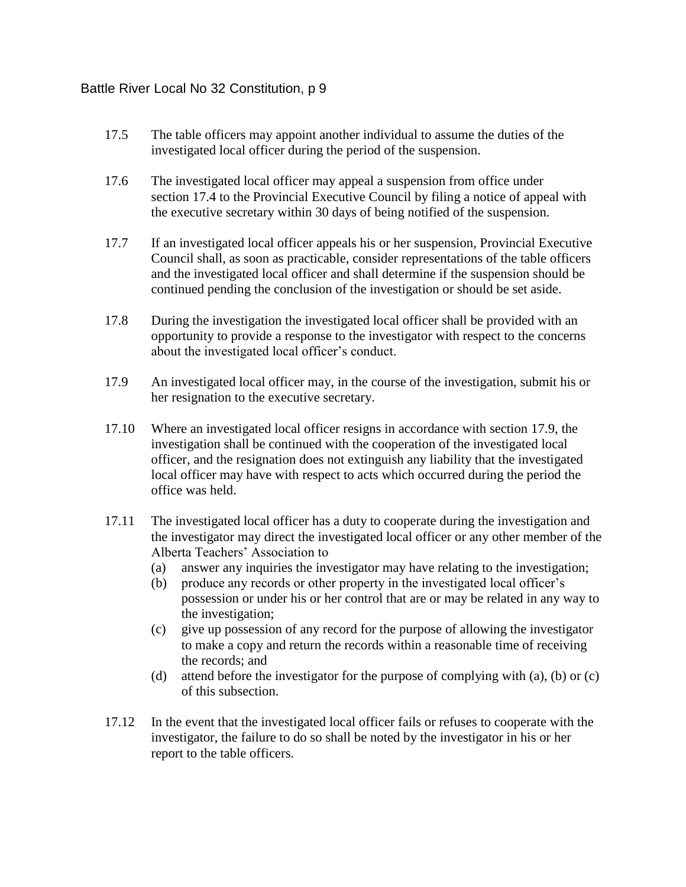17.5 The table officers may appoint another individual to assume the duties of the investigated local officer during the period of the suspension.

17.6 The investigated local officer may appeal a suspension from office under section 17.4 to the Provincial Executive Council by filing a notice of appeal with the executive secretary within 30 days of being notified of the suspension.

17.7 If an investigated local officer appeals his or her suspension, Provincial Executive Council shall, as soon as practicable, consider representations of the table officers and the investigated local officer and shall determine if the suspension should be continued pending the conclusion of the investigation or should be set aside.

17.8 During the investigation the investigated local officer shall be provided with an opportunity to provide a response to the investigator with respect to the concerns about the investigated local officer's conduct.

17.9 An investigated local officer may, in the course of the investigation, submit his or her resignation to the executive secretary.

17.10 Where an investigated local officer resigns in accordance with section 17.9, the investigation shall be continued with the cooperation of the investigated local officer, and the resignation does not extinguish any liability that the investigated local officer may have with respect to acts which occurred during the period the office was held.

17.11 The investigated local officer has a duty to cooperate during the investigation and the investigator may direct the investigated local officer or any other member of the Alberta Teachers' Association to

- (a) answer any inquiries the investigator may have relating to the investigation;
- (b) produce any records or other property in the investigated local officer's possession or under his or her control that are or may be related in any way to the investigation;
- (c) give up possession of any record for the purpose of allowing the investigator to make a copy and return the records within a reasonable time of receiving the records; and
- (d) attend before the investigator for the purpose of complying with (a), (b) or (c) of this subsection.

17.12 In the event that the investigated local officer fails or refuses to cooperate with the investigator, the failure to do so shall be noted by the investigator in his or her report to the table officers.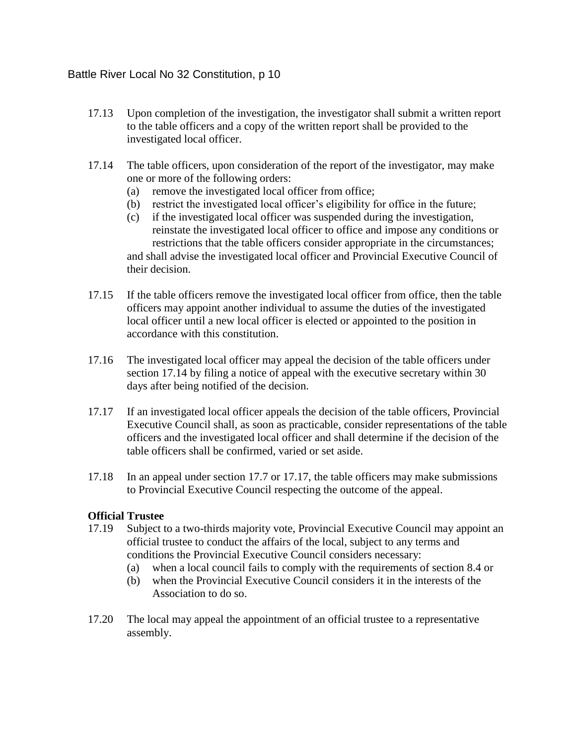17.13 Upon completion of the investigation, the investigator shall submit a written report to the table officers and a copy of the written report shall be provided to the investigated local officer.

17.14 The table officers, upon consideration of the report of the investigator, may make one or more of the following orders:

- (a) remove the investigated local officer from office;
- (b) restrict the investigated local officer's eligibility for office in the future;
- (c) if the investigated local officer was suspended during the investigation, reinstate the investigated local officer to office and impose any conditions or restrictions that the table officers consider appropriate in the circumstances;

and shall advise the investigated local officer and Provincial Executive Council of their decision.

17.15 If the table officers remove the investigated local officer from office, then the table officers may appoint another individual to assume the duties of the investigated local officer until a new local officer is elected or appointed to the position in accordance with this constitution.

17.16 The investigated local officer may appeal the decision of the table officers under section 17.14 by filing a notice of appeal with the executive secretary within 30 days after being notified of the decision.

17.17 If an investigated local officer appeals the decision of the table officers, Provincial Executive Council shall, as soon as practicable, consider representations of the table officers and the investigated local officer and shall determine if the decision of the table officers shall be confirmed, varied or set aside.

17.18 In an appeal under section 17.7 or 17.17, the table officers may make submissions to Provincial Executive Council respecting the outcome of the appeal.

**Official Trustee**

17.19 Subject to a two-thirds majority vote, Provincial Executive Council may appoint an official trustee to conduct the affairs of the local, subject to any terms and conditions the Provincial Executive Council considers necessary:

- (a) when a local council fails to comply with the requirements of section 8.4 or
- (b) when the Provincial Executive Council considers it in the interests of the Association to do so.

17.20 The local may appeal the appointment of an official trustee to a representative assembly.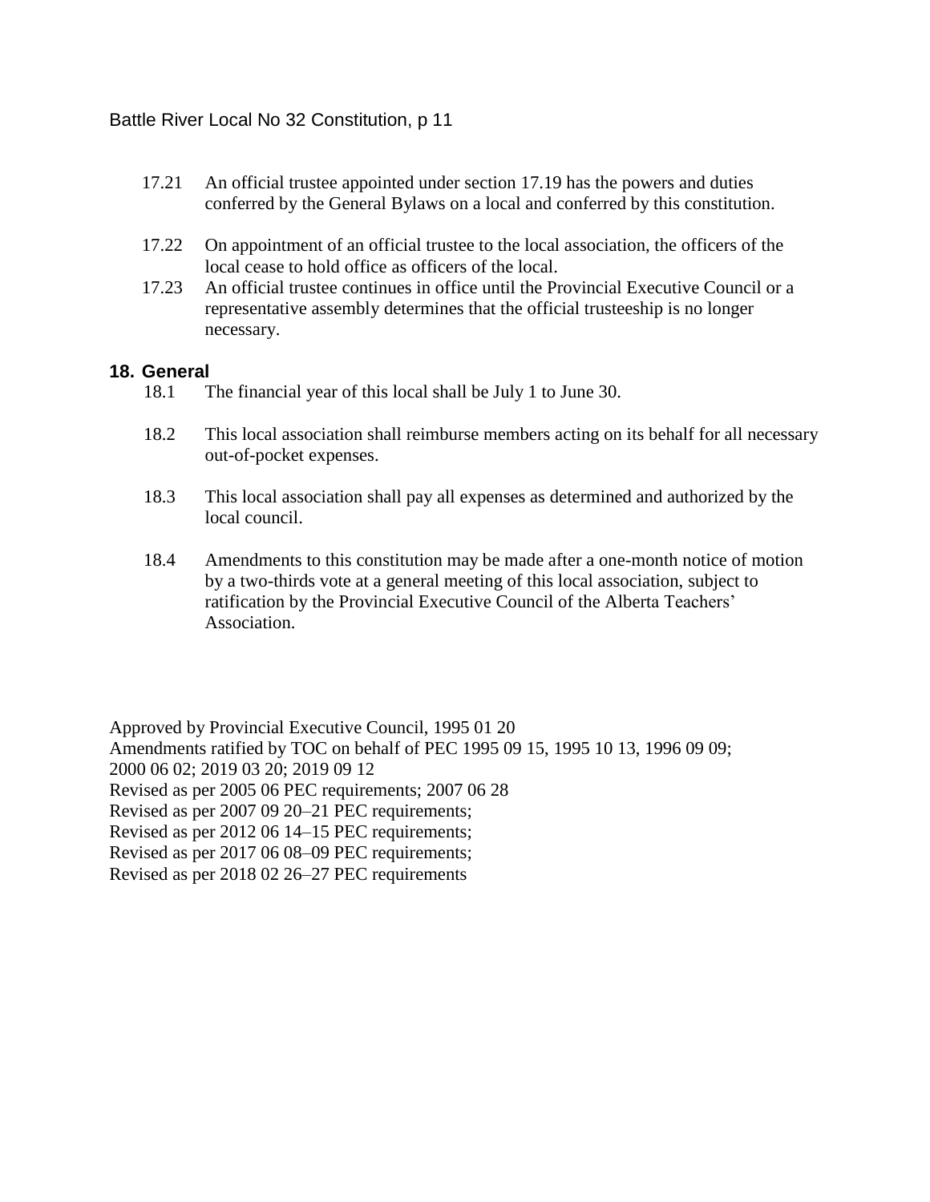17.21 An official trustee appointed under section 17.19 has the powers and duties conferred by the General Bylaws on a local and conferred by this constitution.

17.22 On appointment of an official trustee to the local association, the officers of the local cease to hold office as officers of the local.

17.23 An official trustee continues in office until the Provincial Executive Council or a representative assembly determines that the official trusteeship is no longer necessary.

## 18. General

18.1 The financial year of this local shall be July 1 to June 30.

18.2 This local association shall reimburse members acting on its behalf for all necessary out-of-pocket expenses.

18.3 This local association shall pay all expenses as determined and authorized by the local council.

18.4 Amendments to this constitution may be made after a one-month notice of motion by a two-thirds vote at a general meeting of this local association, subject to ratification by the Provincial Executive Council of the Alberta Teachers' Association.

Approved by Provincial Executive Council, 1995 01 20
Amendments ratified by TOC on behalf of PEC 1995 09 15, 1995 10 13, 1996 09 09; 2000 06 02; 2019 03 20; 2019 09 12
Revised as per 2005 06 PEC requirements; 2007 06 28
Revised as per 2007 09 20–21 PEC requirements;
Revised as per 2012 06 14–15 PEC requirements;
Revised as per 2017 06 08–09 PEC requirements;
Revised as per 2018 02 26–27 PEC requirements